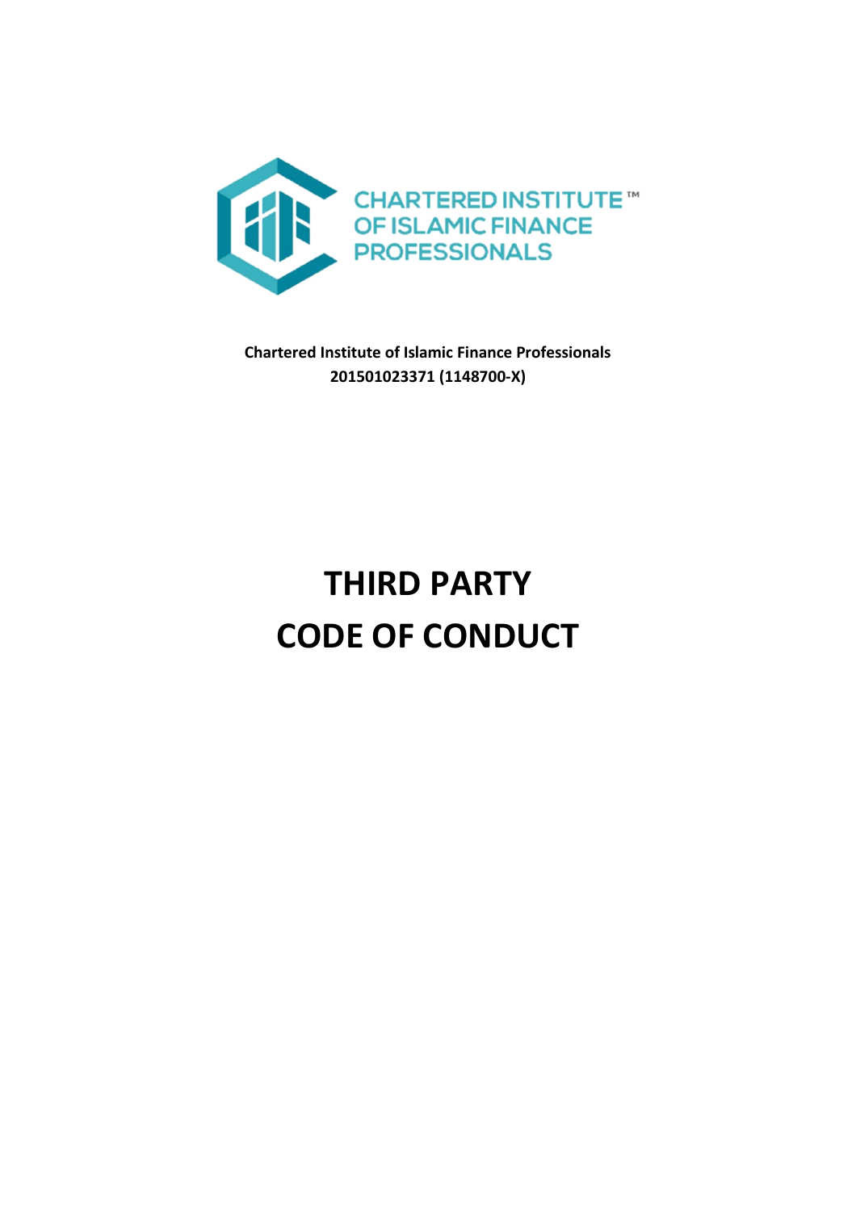CHARTERED INSTITUTE™
OF ISLAMIC FINANCE
PROFESSIONALS

**Chartered Institute of Islamic Finance Professionals**
**201501023371 (1148700-X)**

# THIRD PARTY CODE OF CONDUCT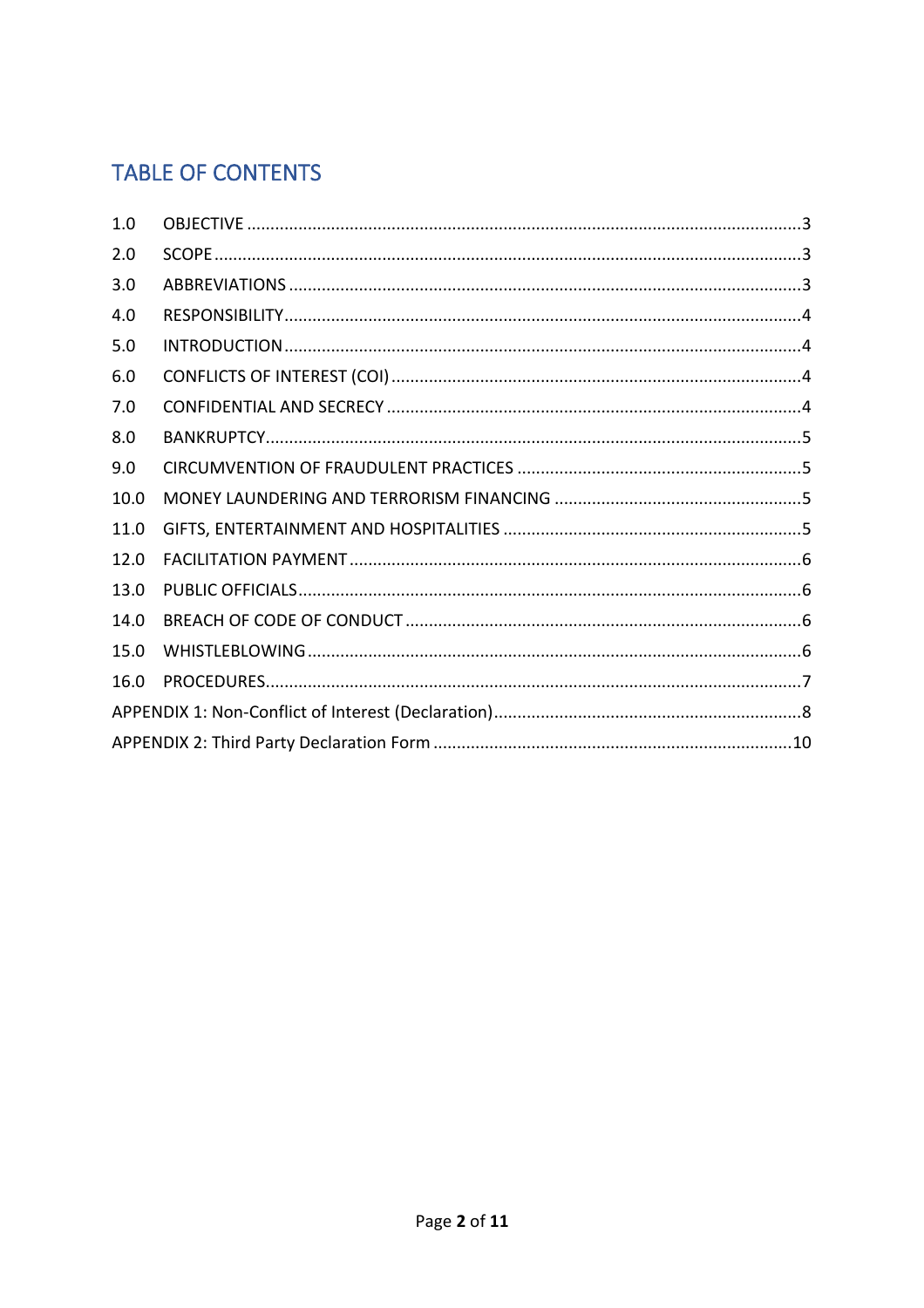## TABLE OF CONTENTS

| | | |
|---|---|---|
| 1.0 | OBJECTIVE | 3 |
| 2.0 | SCOPE | 3 |
| 3.0 | ABBREVIATIONS | 3 |
| 4.0 | RESPONSIBILITY | 4 |
| 5.0 | INTRODUCTION | 4 |
| 6.0 | CONFLICTS OF INTEREST (COI) | 4 |
| 7.0 | CONFIDENTIAL AND SECRECY | 4 |
| 8.0 | BANKRUPTCY | 5 |
| 9.0 | CIRCUMVENTION OF FRAUDULENT PRACTICES | 5 |
| 10.0 | MONEY LAUNDERING AND TERRORISM FINANCING | 5 |
| 11.0 | GIFTS, ENTERTAINMENT AND HOSPITALITIES | 5 |
| 12.0 | FACILITATION PAYMENT | 6 |
| 13.0 | PUBLIC OFFICIALS | 6 |
| 14.0 | BREACH OF CODE OF CONDUCT | 6 |
| 15.0 | WHISTLEBLOWING | 6 |
| 16.0 | PROCEDURES | 7 |
| APPENDIX 1: Non-Conflict of Interest (Declaration) | | 8 |
| APPENDIX 2: Third Party Declaration Form | | 10 |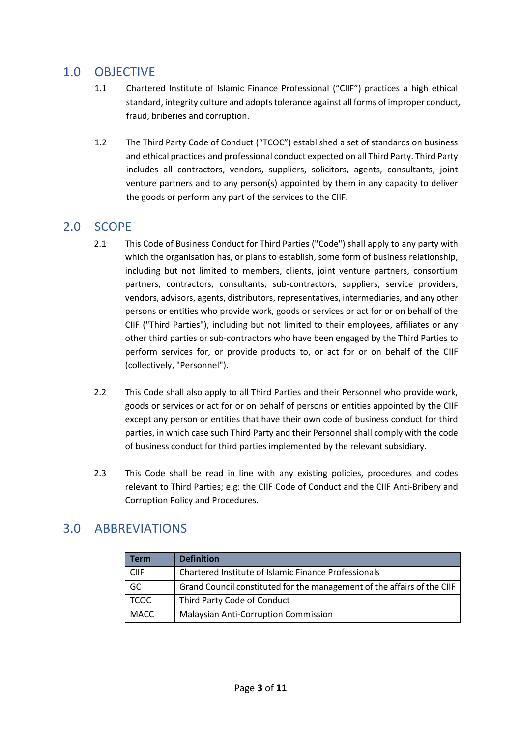## 1.0 OBJECTIVE

1.1 Chartered Institute of Islamic Finance Professional ("CIIF") practices a high ethical standard, integrity culture and adopts tolerance against all forms of improper conduct, fraud, briberies and corruption.

1.2 The Third Party Code of Conduct ("TCOC") established a set of standards on business and ethical practices and professional conduct expected on all Third Party. Third Party includes all contractors, vendors, suppliers, solicitors, agents, consultants, joint venture partners and to any person(s) appointed by them in any capacity to deliver the goods or perform any part of the services to the CIIF.

## 2.0 SCOPE

2.1 This Code of Business Conduct for Third Parties ("Code") shall apply to any party with which the organisation has, or plans to establish, some form of business relationship, including but not limited to members, clients, joint venture partners, consortium partners, contractors, consultants, sub-contractors, suppliers, service providers, vendors, advisors, agents, distributors, representatives, intermediaries, and any other persons or entities who provide work, goods or services or act for or on behalf of the CIIF ("Third Parties"), including but not limited to their employees, affiliates or any other third parties or sub-contractors who have been engaged by the Third Parties to perform services for, or provide products to, or act for or on behalf of the CIIF (collectively, "Personnel").

2.2 This Code shall also apply to all Third Parties and their Personnel who provide work, goods or services or act for or on behalf of persons or entities appointed by the CIIF except any person or entities that have their own code of business conduct for third parties, in which case such Third Party and their Personnel shall comply with the code of business conduct for third parties implemented by the relevant subsidiary.

2.3 This Code shall be read in line with any existing policies, procedures and codes relevant to Third Parties; e.g: the CIIF Code of Conduct and the CIIF Anti-Bribery and Corruption Policy and Procedures.

## 3.0 ABBREVIATIONS

| Term | Definition |
| --- | --- |
| CIIF | Chartered Institute of Islamic Finance Professionals |
| GC | Grand Council constituted for the management of the affairs of the CIIF |
| TCOC | Third Party Code of Conduct |
| MACC | Malaysian Anti-Corruption Commission |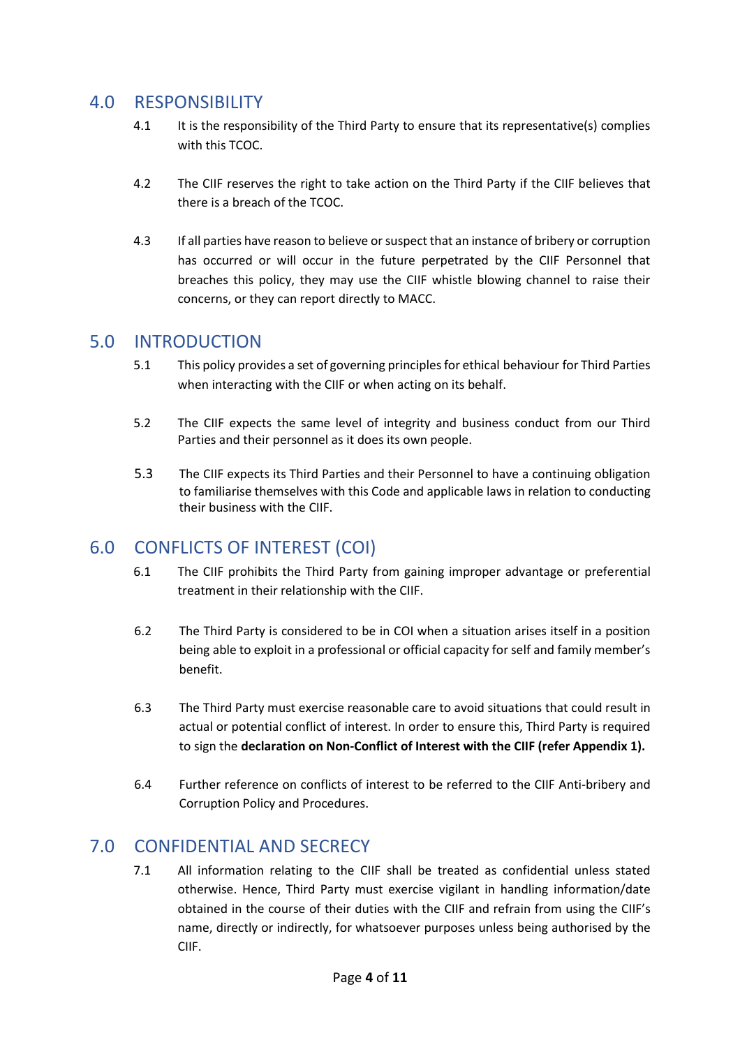## 4.0 RESPONSIBILITY

4.1 It is the responsibility of the Third Party to ensure that its representative(s) complies with this TCOC.

4.2 The CIIF reserves the right to take action on the Third Party if the CIIF believes that there is a breach of the TCOC.

4.3 If all parties have reason to believe or suspect that an instance of bribery or corruption has occurred or will occur in the future perpetrated by the CIIF Personnel that breaches this policy, they may use the CIIF whistle blowing channel to raise their concerns, or they can report directly to MACC.

## 5.0 INTRODUCTION

5.1 This policy provides a set of governing principles for ethical behaviour for Third Parties when interacting with the CIIF or when acting on its behalf.

5.2 The CIIF expects the same level of integrity and business conduct from our Third Parties and their personnel as it does its own people.

5.3 The CIIF expects its Third Parties and their Personnel to have a continuing obligation to familiarise themselves with this Code and applicable laws in relation to conducting their business with the CIIF.

## 6.0 CONFLICTS OF INTEREST (COI)

6.1 The CIIF prohibits the Third Party from gaining improper advantage or preferential treatment in their relationship with the CIIF.

6.2 The Third Party is considered to be in COI when a situation arises itself in a position being able to exploit in a professional or official capacity for self and family member's benefit.

6.3 The Third Party must exercise reasonable care to avoid situations that could result in actual or potential conflict of interest. In order to ensure this, Third Party is required to sign the **declaration on Non-Conflict of Interest with the CIIF (refer Appendix 1).**

6.4 Further reference on conflicts of interest to be referred to the CIIF Anti-bribery and Corruption Policy and Procedures.

## 7.0 CONFIDENTIAL AND SECRECY

7.1 All information relating to the CIIF shall be treated as confidential unless stated otherwise. Hence, Third Party must exercise vigilant in handling information/date obtained in the course of their duties with the CIIF and refrain from using the CIIF's name, directly or indirectly, for whatsoever purposes unless being authorised by the CIIF.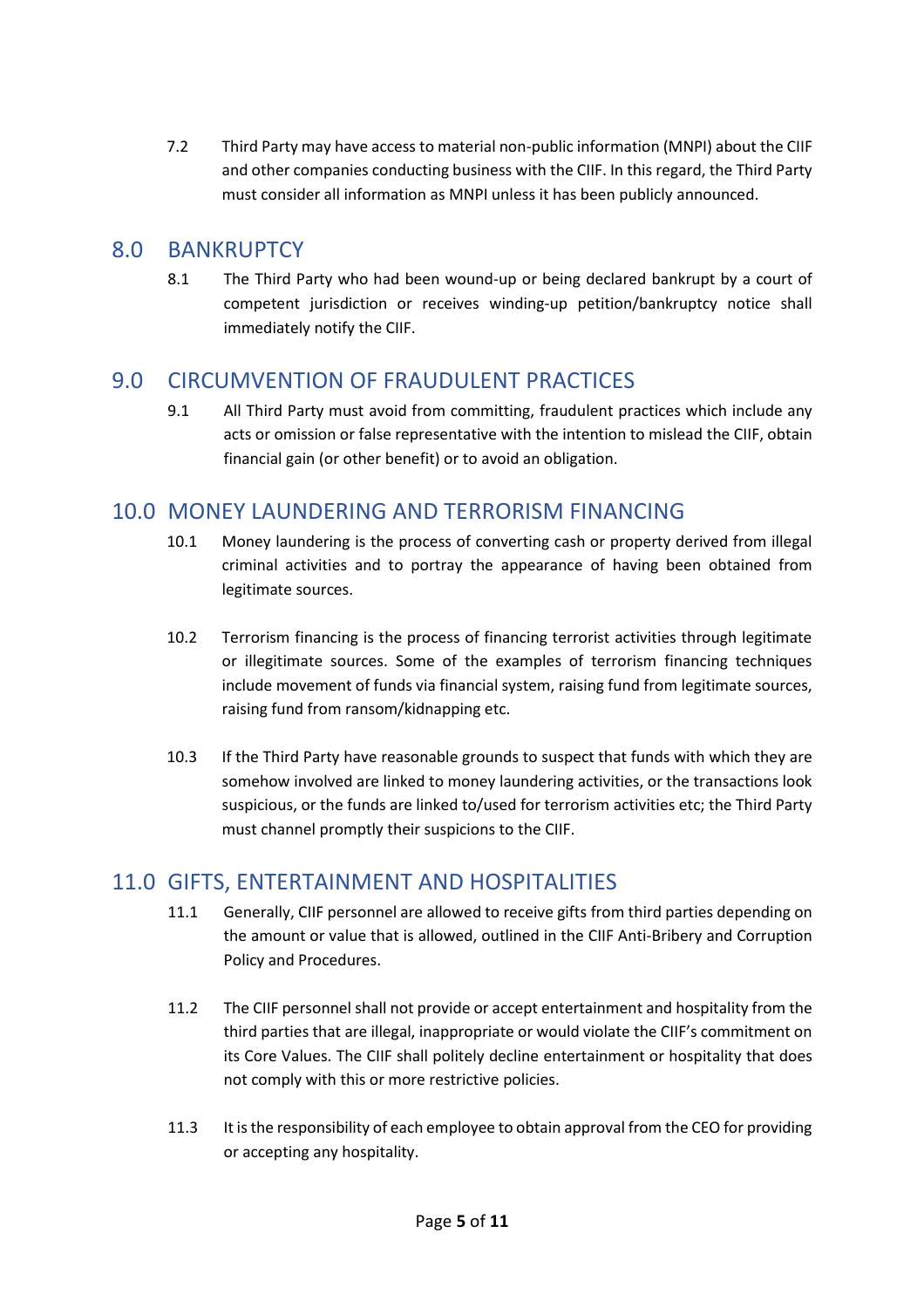7.2 Third Party may have access to material non-public information (MNPI) about the CIIF and other companies conducting business with the CIIF. In this regard, the Third Party must consider all information as MNPI unless it has been publicly announced.

## 8.0 BANKRUPTCY

8.1 The Third Party who had been wound-up or being declared bankrupt by a court of competent jurisdiction or receives winding-up petition/bankruptcy notice shall immediately notify the CIIF.

## 9.0 CIRCUMVENTION OF FRAUDULENT PRACTICES

9.1 All Third Party must avoid from committing, fraudulent practices which include any acts or omission or false representative with the intention to mislead the CIIF, obtain financial gain (or other benefit) or to avoid an obligation.

## 10.0 MONEY LAUNDERING AND TERRORISM FINANCING

10.1 Money laundering is the process of converting cash or property derived from illegal criminal activities and to portray the appearance of having been obtained from legitimate sources.

10.2 Terrorism financing is the process of financing terrorist activities through legitimate or illegitimate sources. Some of the examples of terrorism financing techniques include movement of funds via financial system, raising fund from legitimate sources, raising fund from ransom/kidnapping etc.

10.3 If the Third Party have reasonable grounds to suspect that funds with which they are somehow involved are linked to money laundering activities, or the transactions look suspicious, or the funds are linked to/used for terrorism activities etc; the Third Party must channel promptly their suspicions to the CIIF.

## 11.0 GIFTS, ENTERTAINMENT AND HOSPITALITIES

11.1 Generally, CIIF personnel are allowed to receive gifts from third parties depending on the amount or value that is allowed, outlined in the CIIF Anti-Bribery and Corruption Policy and Procedures.

11.2 The CIIF personnel shall not provide or accept entertainment and hospitality from the third parties that are illegal, inappropriate or would violate the CIIF's commitment on its Core Values. The CIIF shall politely decline entertainment or hospitality that does not comply with this or more restrictive policies.

11.3 It is the responsibility of each employee to obtain approval from the CEO for providing or accepting any hospitality.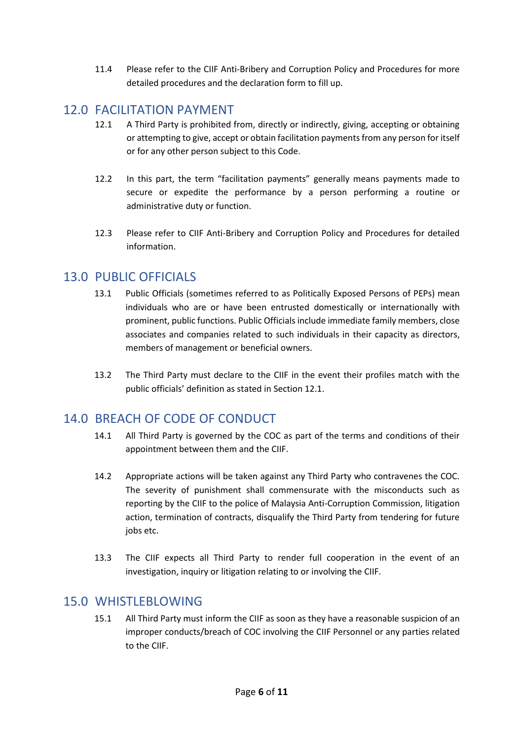11.4 Please refer to the CIIF Anti-Bribery and Corruption Policy and Procedures for more detailed procedures and the declaration form to fill up.

## 12.0 FACILITATION PAYMENT

12.1 A Third Party is prohibited from, directly or indirectly, giving, accepting or obtaining or attempting to give, accept or obtain facilitation payments from any person for itself or for any other person subject to this Code.

12.2 In this part, the term "facilitation payments" generally means payments made to secure or expedite the performance by a person performing a routine or administrative duty or function.

12.3 Please refer to CIIF Anti-Bribery and Corruption Policy and Procedures for detailed information.

## 13.0 PUBLIC OFFICIALS

13.1 Public Officials (sometimes referred to as Politically Exposed Persons of PEPs) mean individuals who are or have been entrusted domestically or internationally with prominent, public functions. Public Officials include immediate family members, close associates and companies related to such individuals in their capacity as directors, members of management or beneficial owners.

13.2 The Third Party must declare to the CIIF in the event their profiles match with the public officials' definition as stated in Section 12.1.

## 14.0 BREACH OF CODE OF CONDUCT

14.1 All Third Party is governed by the COC as part of the terms and conditions of their appointment between them and the CIIF.

14.2 Appropriate actions will be taken against any Third Party who contravenes the COC. The severity of punishment shall commensurate with the misconducts such as reporting by the CIIF to the police of Malaysia Anti-Corruption Commission, litigation action, termination of contracts, disqualify the Third Party from tendering for future jobs etc.

13.3 The CIIF expects all Third Party to render full cooperation in the event of an investigation, inquiry or litigation relating to or involving the CIIF.

## 15.0 WHISTLEBLOWING

15.1 All Third Party must inform the CIIF as soon as they have a reasonable suspicion of an improper conducts/breach of COC involving the CIIF Personnel or any parties related to the CIIF.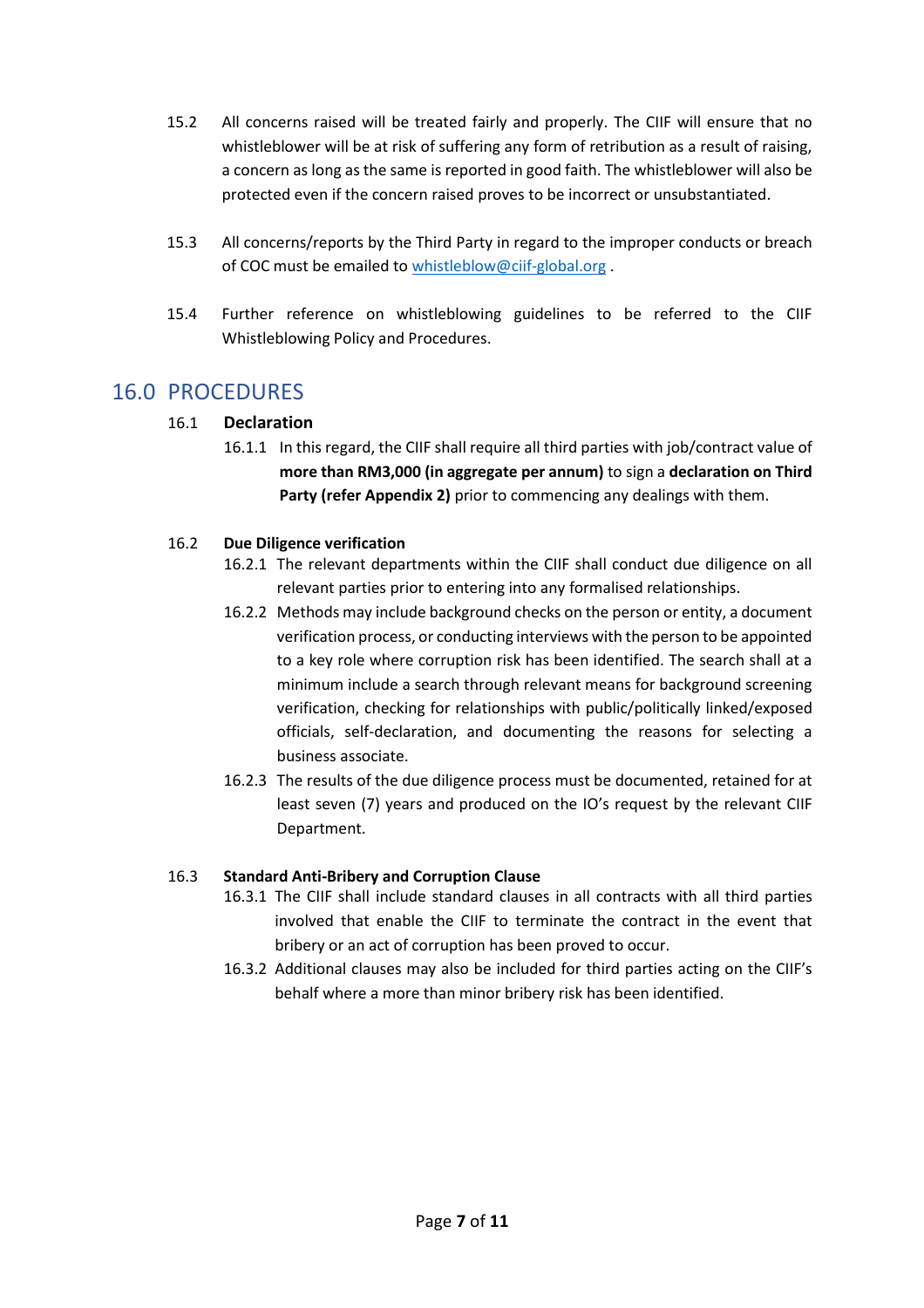15.2 All concerns raised will be treated fairly and properly. The CIIF will ensure that no whistleblower will be at risk of suffering any form of retribution as a result of raising, a concern as long as the same is reported in good faith. The whistleblower will also be protected even if the concern raised proves to be incorrect or unsubstantiated.

15.3 All concerns/reports by the Third Party in regard to the improper conducts or breach of COC must be emailed to [whistleblow@ciif-global.org](mailto:whistleblow@ciif-global.org) .

15.4 Further reference on whistleblowing guidelines to be referred to the CIIF Whistleblowing Policy and Procedures.

## 16.0 PROCEDURES

### 16.1 Declaration

16.1.1 In this regard, the CIIF shall require all third parties with job/contract value of **more than RM3,000 (in aggregate per annum)** to sign a **declaration on Third Party (refer Appendix 2)** prior to commencing any dealings with them.

### 16.2 Due Diligence verification

16.2.1 The relevant departments within the CIIF shall conduct due diligence on all relevant parties prior to entering into any formalised relationships.

16.2.2 Methods may include background checks on the person or entity, a document verification process, or conducting interviews with the person to be appointed to a key role where corruption risk has been identified. The search shall at a minimum include a search through relevant means for background screening verification, checking for relationships with public/politically linked/exposed officials, self-declaration, and documenting the reasons for selecting a business associate.

16.2.3 The results of the due diligence process must be documented, retained for at least seven (7) years and produced on the IO's request by the relevant CIIF Department.

### 16.3 Standard Anti-Bribery and Corruption Clause

16.3.1 The CIIF shall include standard clauses in all contracts with all third parties involved that enable the CIIF to terminate the contract in the event that bribery or an act of corruption has been proved to occur.

16.3.2 Additional clauses may also be included for third parties acting on the CIIF's behalf where a more than minor bribery risk has been identified.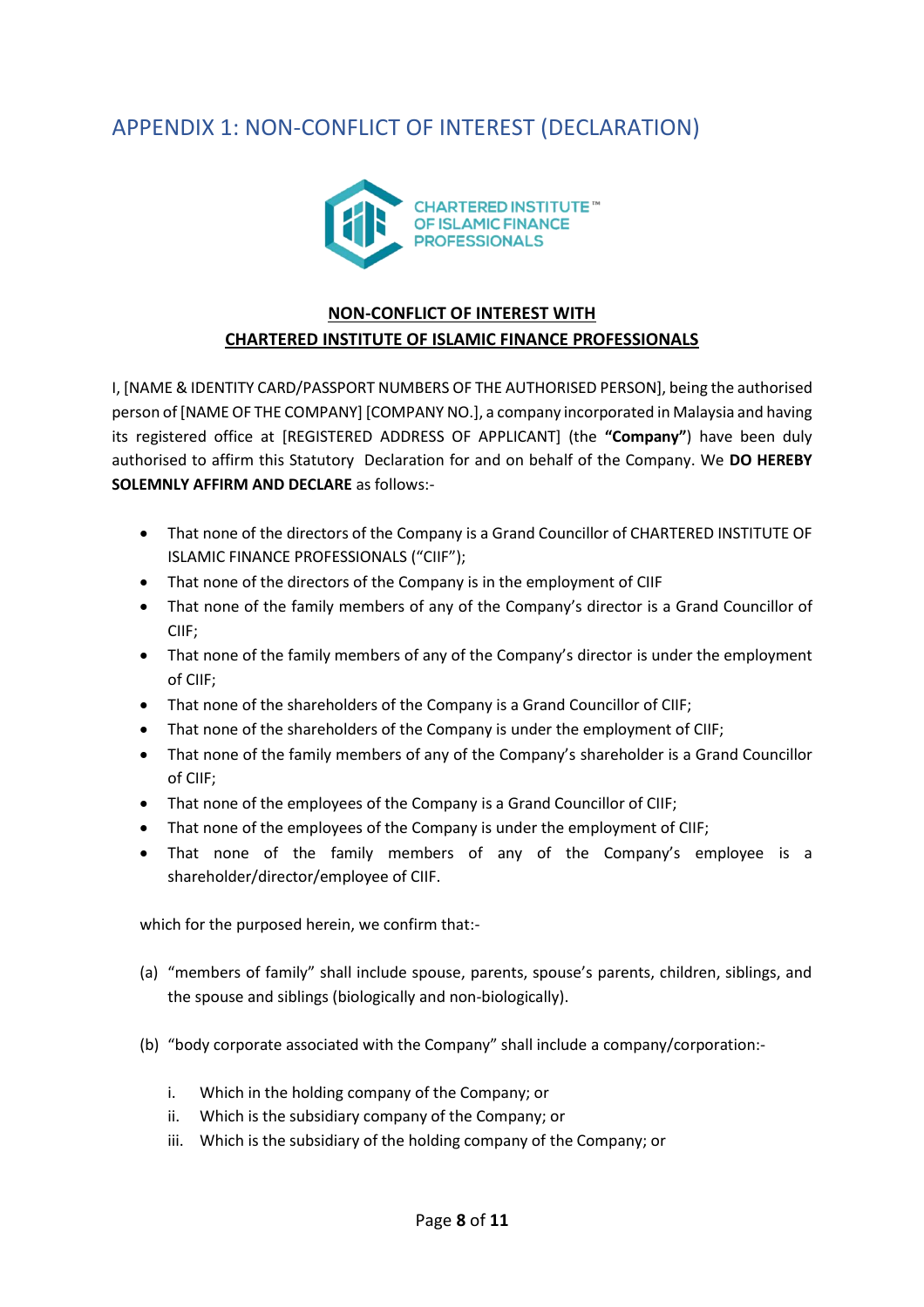# APPENDIX 1: NON-CONFLICT OF INTEREST (DECLARATION)

CHARTERED INSTITUTE™ OF ISLAMIC FINANCE PROFESSIONALS

**NON-CONFLICT OF INTEREST WITH CHARTERED INSTITUTE OF ISLAMIC FINANCE PROFESSIONALS**

I, [NAME & IDENTITY CARD/PASSPORT NUMBERS OF THE AUTHORISED PERSON], being the authorised person of [NAME OF THE COMPANY] [COMPANY NO.], a company incorporated in Malaysia and having its registered office at [REGISTERED ADDRESS OF APPLICANT] (the **"Company"**) have been duly authorised to affirm this Statutory Declaration for and on behalf of the Company. We **DO HEREBY SOLEMNLY AFFIRM AND DECLARE** as follows:-

- That none of the directors of the Company is a Grand Councillor of CHARTERED INSTITUTE OF ISLAMIC FINANCE PROFESSIONALS ("CIIF");
- That none of the directors of the Company is in the employment of CIIF
- That none of the family members of any of the Company's director is a Grand Councillor of CIIF;
- That none of the family members of any of the Company's director is under the employment of CIIF;
- That none of the shareholders of the Company is a Grand Councillor of CIIF;
- That none of the shareholders of the Company is under the employment of CIIF;
- That none of the family members of any of the Company's shareholder is a Grand Councillor of CIIF;
- That none of the employees of the Company is a Grand Councillor of CIIF;
- That none of the employees of the Company is under the employment of CIIF;
- That none of the family members of any of the Company's employee is a shareholder/director/employee of CIIF.

which for the purposed herein, we confirm that:-

(a) "members of family" shall include spouse, parents, spouse's parents, children, siblings, and the spouse and siblings (biologically and non-biologically).

(b) "body corporate associated with the Company" shall include a company/corporation:-

   i. Which in the holding company of the Company; or
   ii. Which is the subsidiary company of the Company; or
   iii. Which is the subsidiary of the holding company of the Company; or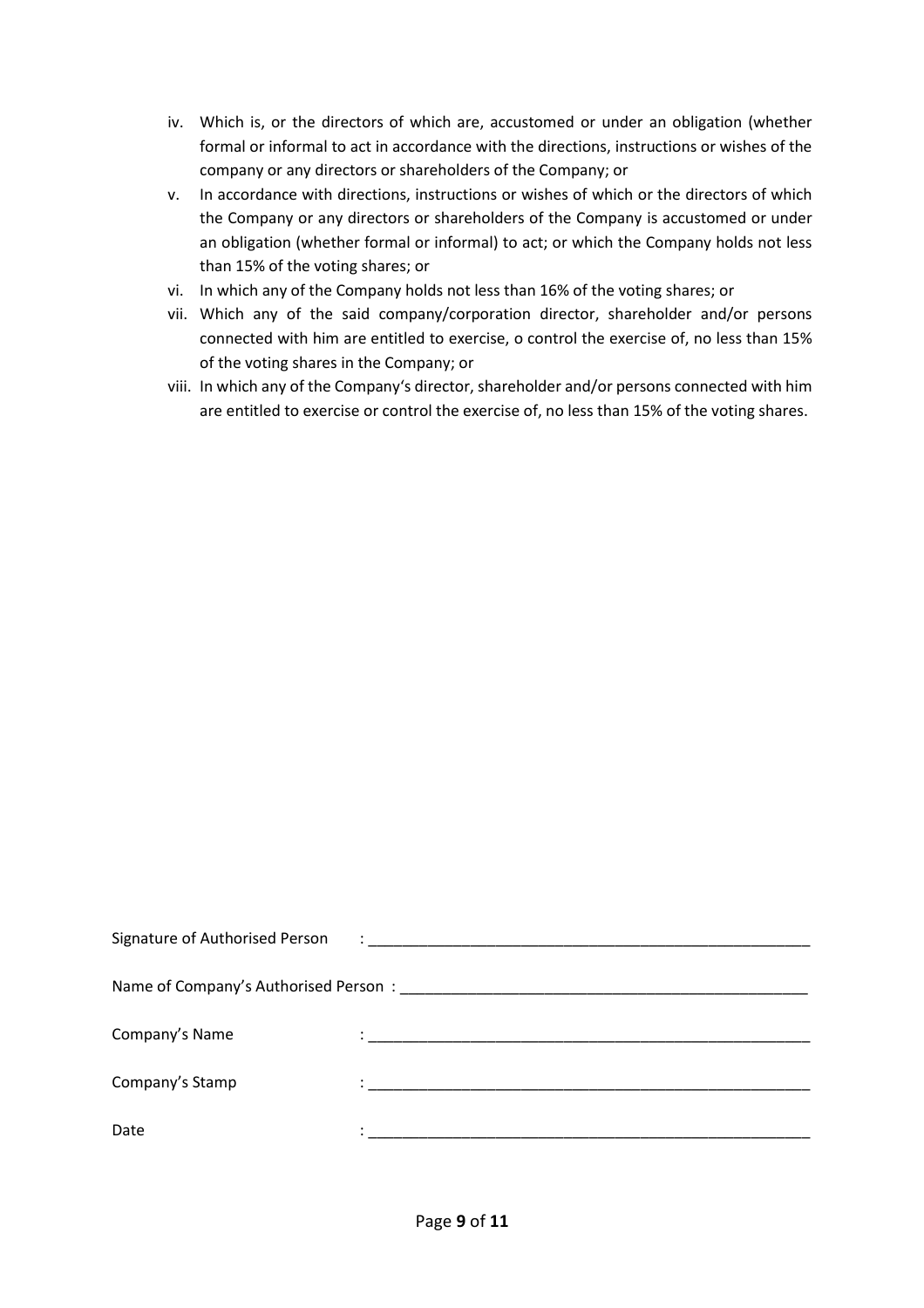iv. Which is, or the directors of which are, accustomed or under an obligation (whether formal or informal to act in accordance with the directions, instructions or wishes of the company or any directors or shareholders of the Company; or
v. In accordance with directions, instructions or wishes of which or the directors of which the Company or any directors or shareholders of the Company is accustomed or under an obligation (whether formal or informal) to act; or which the Company holds not less than 15% of the voting shares; or
vi. In which any of the Company holds not less than 16% of the voting shares; or
vii. Which any of the said company/corporation director, shareholder and/or persons connected with him are entitled to exercise, o control the exercise of, no less than 15% of the voting shares in the Company; or
viii. In which any of the Company's director, shareholder and/or persons connected with him are entitled to exercise or control the exercise of, no less than 15% of the voting shares.

Signature of Authorised Person : ______________________________________________________

Name of Company's Authorised Person : __________________________________________________

Company's Name : ______________________________________________________

Company's Stamp : ______________________________________________________

Date : ______________________________________________________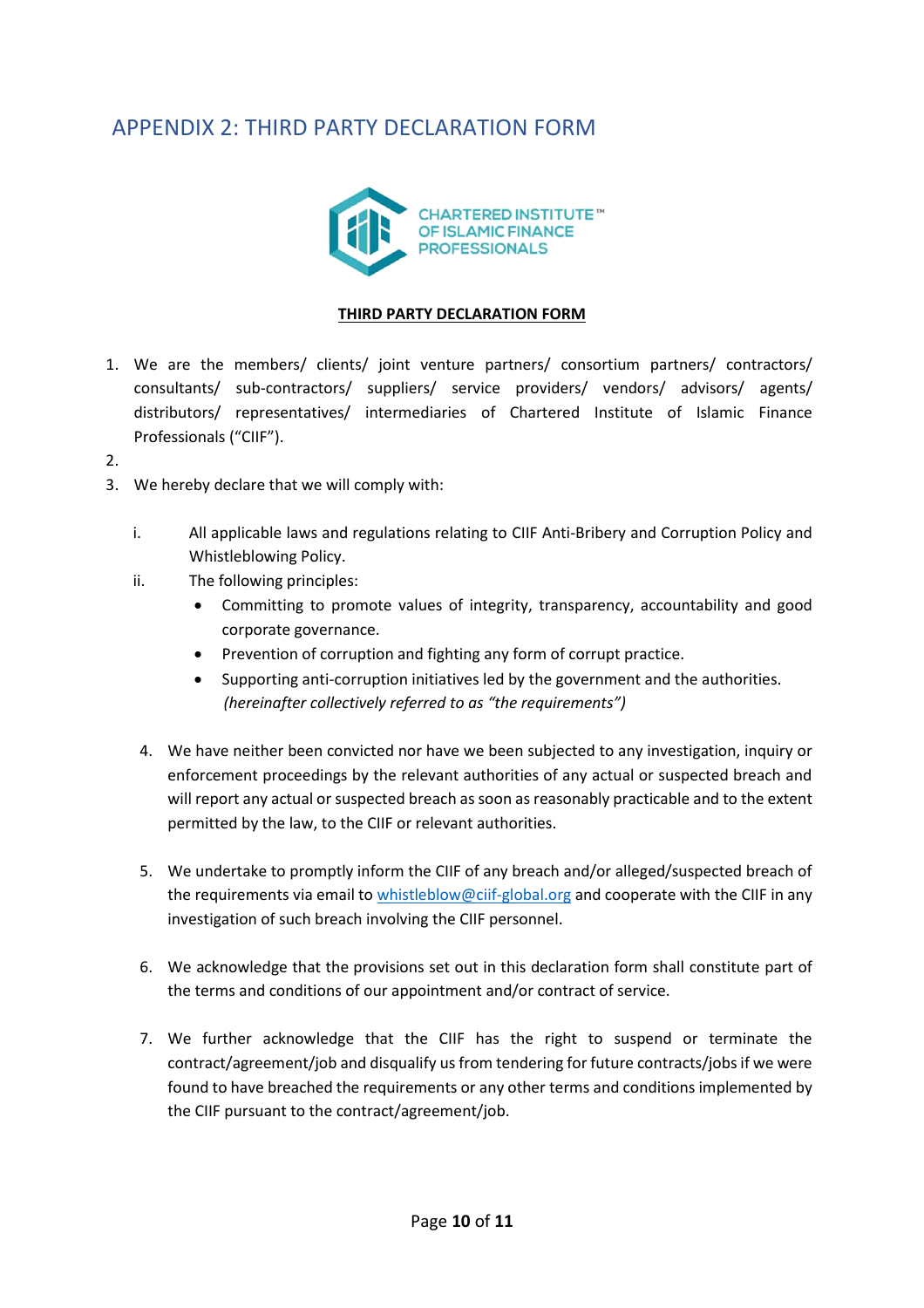## APPENDIX 2: THIRD PARTY DECLARATION FORM

CHARTERED INSTITUTE™ OF ISLAMIC FINANCE PROFESSIONALS

**THIRD PARTY DECLARATION FORM**

1. We are the members/ clients/ joint venture partners/ consortium partners/ contractors/ consultants/ sub-contractors/ suppliers/ service providers/ vendors/ advisors/ agents/ distributors/ representatives/ intermediaries of Chartered Institute of Islamic Finance Professionals ("CIIF").
2. 
3. We hereby declare that we will comply with:

   i. All applicable laws and regulations relating to CIIF Anti-Bribery and Corruption Policy and Whistleblowing Policy.

   ii. The following principles:
      - Committing to promote values of integrity, transparency, accountability and good corporate governance.
      - Prevention of corruption and fighting any form of corrupt practice.
      - Supporting anti-corruption initiatives led by the government and the authorities.

      *(hereinafter collectively referred to as "the requirements")*

4. We have neither been convicted nor have we been subjected to any investigation, inquiry or enforcement proceedings by the relevant authorities of any actual or suspected breach and will report any actual or suspected breach as soon as reasonably practicable and to the extent permitted by the law, to the CIIF or relevant authorities.

5. We undertake to promptly inform the CIIF of any breach and/or alleged/suspected breach of the requirements via email to whistleblow@ciif-global.org and cooperate with the CIIF in any investigation of such breach involving the CIIF personnel.

6. We acknowledge that the provisions set out in this declaration form shall constitute part of the terms and conditions of our appointment and/or contract of service.

7. We further acknowledge that the CIIF has the right to suspend or terminate the contract/agreement/job and disqualify us from tendering for future contracts/jobs if we were found to have breached the requirements or any other terms and conditions implemented by the CIIF pursuant to the contract/agreement/job.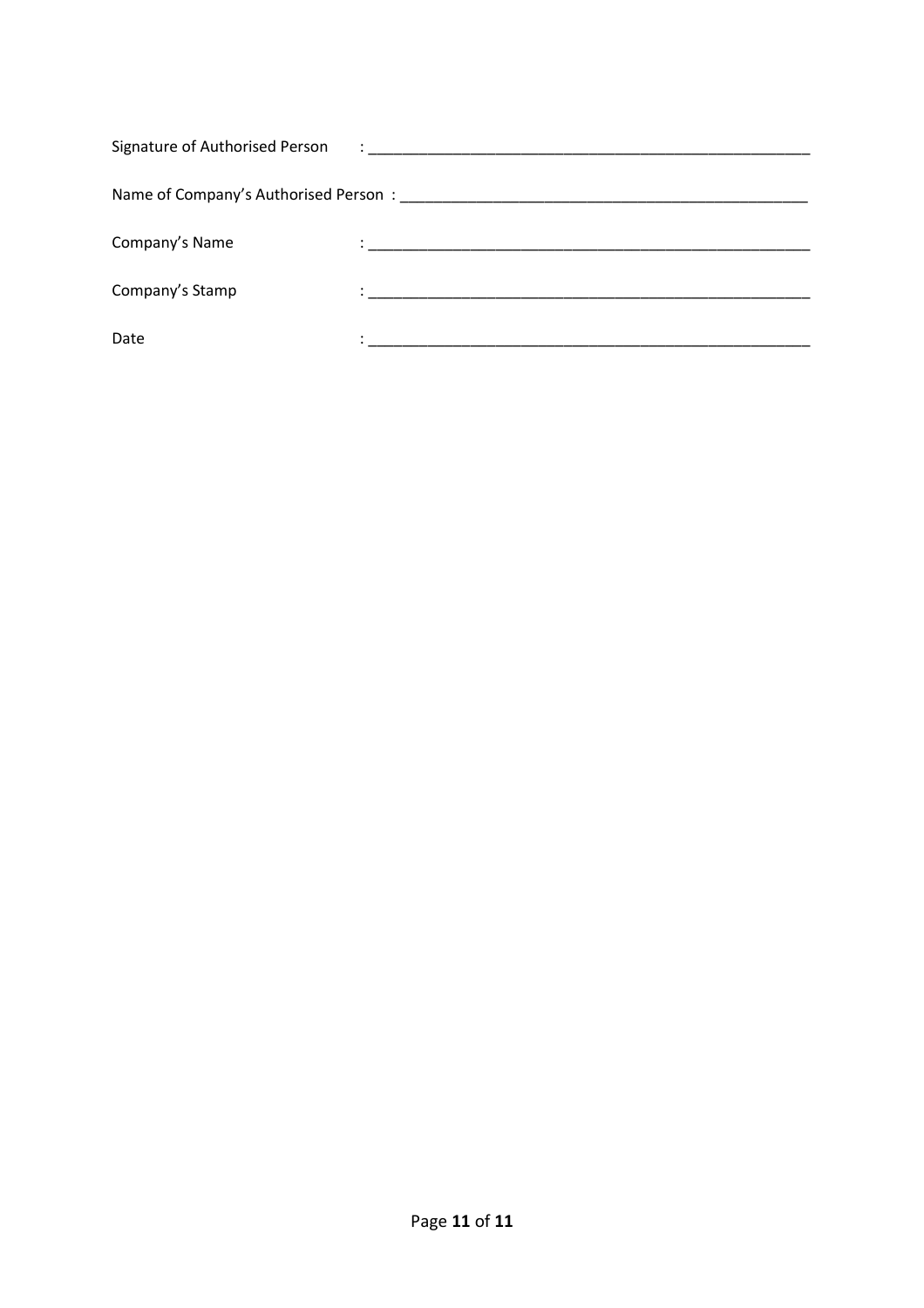Signature of Authorised Person : ______________________________________________________

Name of Company's Authorised Person : _________________________________________________

Company's Name : ______________________________________________________

Company's Stamp : ______________________________________________________

Date : ______________________________________________________